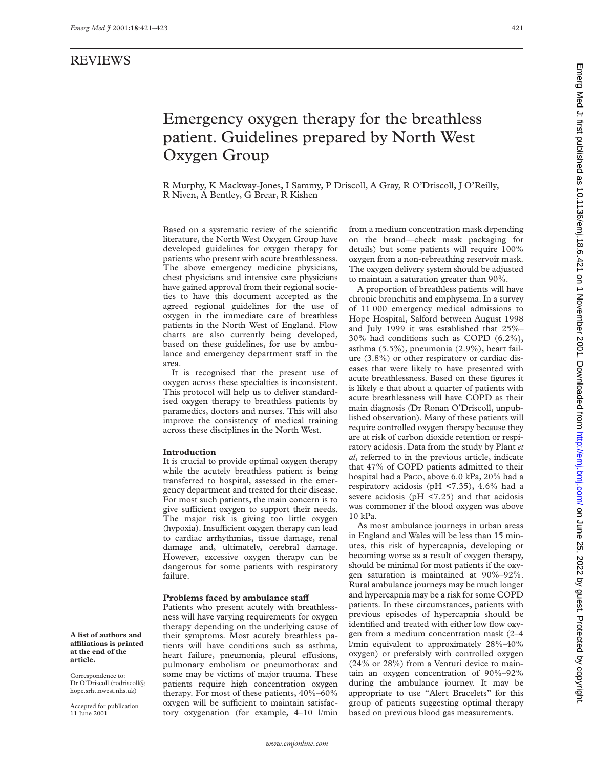## REVIEWS

# Emergency oxygen therapy for the breathless patient. Guidelines prepared by North West Oxygen Group

R Murphy, K Mackway-Jones, I Sammy, P Driscoll, A Gray, R O'Driscoll, J O'Reilly, R Niven, A Bentley, G Brear, R Kishen

**A list of authors and affiliations is printed at the end of the article.**

Correspondence to: Dr O'Driscoll (rodriscoll@hope.srht.nwest.nhs.uk)

Accepted for publication 11 June 2001

Based on a systematic review of the scientific literature, the North West Oxygen Group have developed guidelines for oxygen therapy for patients who present with acute breathlessness. The above emergency medicine physicians, chest physicians and intensive care physicians have gained approval from their regional societies to have this document accepted as the agreed regional guidelines for the use of oxygen in the immediate care of breathless patients in the North West of England. Flow charts are also currently being developed, based on these guidelines, for use by ambulance and emergency department staff in the area.

It is recognised that the present use of oxygen across these specialties is inconsistent. This protocol will help us to deliver standardised oxygen therapy to breathless patients by paramedics, doctors and nurses. This will also improve the consistency of medical training across these disciplines in the North West.

### Introduction

It is crucial to provide optimal oxygen therapy while the acutely breathless patient is being transferred to hospital, assessed in the emergency department and treated for their disease. For most such patients, the main concern is to give sufficient oxygen to support their needs. The major risk is giving too little oxygen (hypoxia). Insufficient oxygen therapy can lead to cardiac arrhythmias, tissue damage, renal damage and, ultimately, cerebral damage. However, excessive oxygen therapy can be dangerous for some patients with respiratory failure.

### Problems faced by ambulance staff

Patients who present acutely with breathlessness will have varying requirements for oxygen therapy depending on the underlying cause of their symptoms. Most acutely breathless patients will have conditions such as asthma, heart failure, pneumonia, pleural effusions, pulmonary embolism or pneumothorax and some may be victims of major trauma. These patients require high concentration oxygen therapy. For most of these patients, 40%–60% oxygen will be sufficient to maintain satisfactory oxygenation (for example, 4–10 l/min from a medium concentration mask depending on the brand—check mask packaging for details) but some patients will require 100% oxygen from a non-rebreathing reservoir mask. The oxygen delivery system should be adjusted to maintain a saturation greater than 90%.

A proportion of breathless patients will have chronic bronchitis and emphysema. In a survey of 11 000 emergency medical admissions to Hope Hospital, Salford between August 1998 and July 1999 it was established that 25%–30% had conditions such as COPD (6.2%), asthma (5.5%), pneumonia (2.9%), heart failure (3.8%) or other respiratory or cardiac diseases that were likely to have presented with acute breathlessness. Based on these figures it is likely e that about a quarter of patients with acute breathlessness will have COPD as their main diagnosis (Dr Ronan O'Driscoll, unpublished observation). Many of these patients will require controlled oxygen therapy because they are at risk of carbon dioxide retention or respiratory acidosis. Data from the study by Plant *et al*, referred to in the previous article, indicate that 47% of COPD patients admitted to their hospital had a $Paco_2$ above 6.0 kPa, 20% had a respiratory acidosis (pH <7.35), 4.6% had a severe acidosis (pH <7.25) and that acidosis was commoner if the blood oxygen was above 10 kPa.

As most ambulance journeys in urban areas in England and Wales will be less than 15 minutes, this risk of hypercapnia, developing or becoming worse as a result of oxygen therapy, should be minimal for most patients if the oxygen saturation is maintained at 90%–92%. Rural ambulance journeys may be much longer and hypercapnia may be a risk for some COPD patients. In these circumstances, patients with previous episodes of hypercapnia should be identified and treated with either low flow oxygen from a medium concentration mask (2–4 l/min equivalent to approximately 28%-40% oxygen) or preferably with controlled oxygen (24% or 28%) from a Venturi device to maintain an oxygen concentration of 90%–92% during the ambulance journey. It may be appropriate to use "Alert Bracelets" for this group of patients suggesting optimal therapy based on previous blood gas measurements.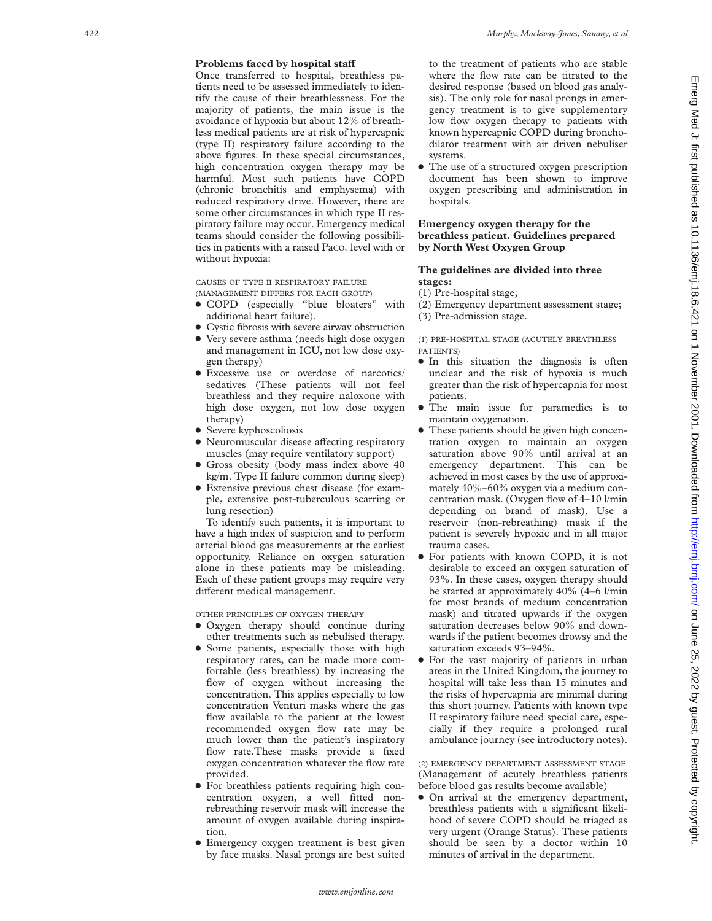### Problems faced by hospital staff

Once transferred to hospital, breathless patients need to be assessed immediately to identify the cause of their breathlessness. For the majority of patients, the main issue is the avoidance of hypoxia but about 12% of breathless medical patients are at risk of hypercapnic (type II) respiratory failure according to the above figures. In these special circumstances, high concentration oxygen therapy may be harmful. Most such patients have COPD (chronic bronchitis and emphysema) with reduced respiratory drive. However, there are some other circumstances in which type II respiratory failure may occur. Emergency medical teams should consider the following possibilities in patients with a raised $PaCO_2$ level with or without hypoxia:

CAUSES OF TYPE II RESPIRATORY FAILURE (MANAGEMENT DIFFERS FOR EACH GROUP)

- COPD (especially "blue bloaters" with additional heart failure).
- Cystic fibrosis with severe airway obstruction
- Very severe asthma (needs high dose oxygen and management in ICU, not low dose oxygen therapy)
- Excessive use or overdose of narcotics/sedatives (These patients will not feel breathless and they require naloxone with high dose oxygen, not low dose oxygen therapy)
- Severe kyphoscoliosis
- Neuromuscular disease affecting respiratory muscles (may require ventilatory support)
- Gross obesity (body mass index above 40 kg/m. Type II failure common during sleep)
- Extensive previous chest disease (for example, extensive post-tuberculous scarring or lung resection)

To identify such patients, it is important to have a high index of suspicion and to perform arterial blood gas measurements at the earliest opportunity. Reliance on oxygen saturation alone in these patients may be misleading. Each of these patient groups may require very different medical management.

OTHER PRINCIPLES OF OXYGEN THERAPY

- Oxygen therapy should continue during other treatments such as nebulised therapy.
- Some patients, especially those with high respiratory rates, can be made more comfortable (less breathless) by increasing the flow of oxygen without increasing the concentration. This applies especially to low concentration Venturi masks where the gas flow available to the patient at the lowest recommended oxygen flow rate may be much lower than the patient's inspiratory flow rate.These masks provide a fixed oxygen concentration whatever the flow rate provided.
- For breathless patients requiring high concentration oxygen, a well fitted non-rebreathing reservoir mask will increase the amount of oxygen available during inspiration.
- Emergency oxygen treatment is best given by face masks. Nasal prongs are best suited to the treatment of patients who are stable where the flow rate can be titrated to the desired response (based on blood gas analysis). The only role for nasal prongs in emergency treatment is to give supplementary low flow oxygen therapy to patients with known hypercapnic COPD during bronchodilator treatment with air driven nebuliser systems.
- The use of a structured oxygen prescription document has been shown to improve oxygen prescribing and administration in hospitals.

### Emergency oxygen therapy for the breathless patient. Guidelines prepared by North West Oxygen Group

**The guidelines are divided into three stages:**

(1) Pre-hospital stage;
(2) Emergency department assessment stage;
(3) Pre-admission stage.

(1) PRE-HOSPITAL STAGE (ACUTELY BREATHLESS PATIENTS)

- In this situation the diagnosis is often unclear and the risk of hypoxia is much greater than the risk of hypercapnia for most patients.
- The main issue for paramedics is to maintain oxygenation.
- These patients should be given high concentration oxygen to maintain an oxygen saturation above 90% until arrival at an emergency department. This can be achieved in most cases by the use of approximately 40%–60% oxygen via a medium concentration mask. (Oxygen flow of 4–10 l/min depending on brand of mask). Use a reservoir (non-rebreathing) mask if the patient is severely hypoxic and in all major trauma cases.
- For patients with known COPD, it is not desirable to exceed an oxygen saturation of 93%. In these cases, oxygen therapy should be started at approximately 40% (4–6 l/min for most brands of medium concentration mask) and titrated upwards if the oxygen saturation decreases below 90% and downwards if the patient becomes drowsy and the saturation exceeds 93–94%.
- For the vast majority of patients in urban areas in the United Kingdom, the journey to hospital will take less than 15 minutes and the risks of hypercapnia are minimal during this short journey. Patients with known type II respiratory failure need special care, especially if they require a prolonged rural ambulance journey (see introductory notes).

(2) EMERGENCY DEPARTMENT ASSESSMENT STAGE (Management of acutely breathless patients before blood gas results become available)

- On arrival at the emergency department, breathless patients with a significant likelihood of severe COPD should be triaged as very urgent (Orange Status). These patients should be seen by a doctor within 10 minutes of arrival in the department.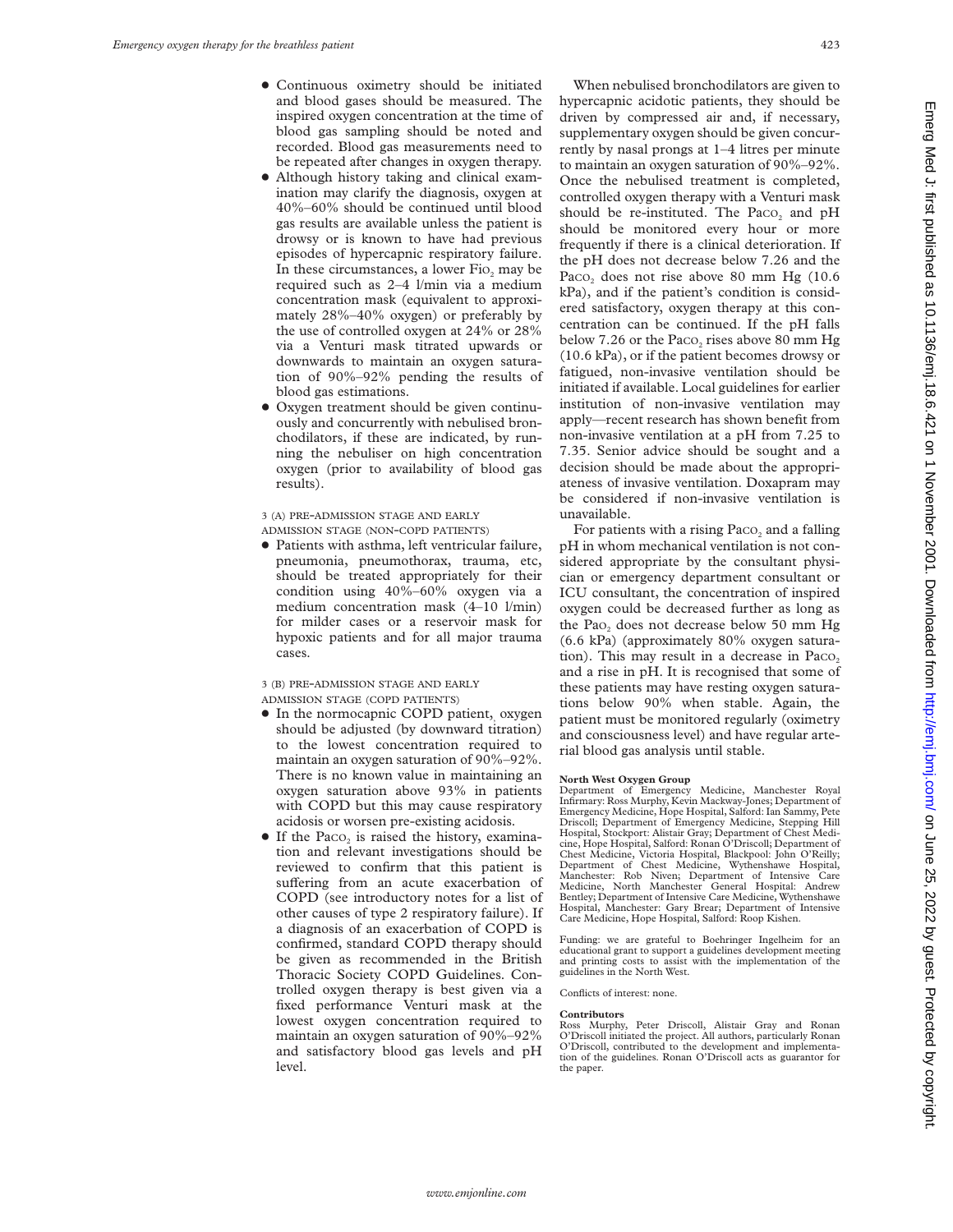- Continuous oximetry should be initiated and blood gases should be measured. The inspired oxygen concentration at the time of blood gas sampling should be noted and recorded. Blood gas measurements need to be repeated after changes in oxygen therapy.
- Although history taking and clinical examination may clarify the diagnosis, oxygen at 40%–60% should be continued until blood gas results are available unless the patient is drowsy or is known to have had previous episodes of hypercapnic respiratory failure. In these circumstances, a lower $F_{IO_2}$ may be required such as 2–4 l/min via a medium concentration mask (equivalent to approximately 28%–40% oxygen) or preferably by the use of controlled oxygen at 24% or 28% via a Venturi mask titrated upwards or downwards to maintain an oxygen saturation of 90%–92% pending the results of blood gas estimations.
- Oxygen treatment should be given continuously and concurrently with nebulised bronchodilators, if these are indicated, by running the nebuliser on high concentration oxygen (prior to availability of blood gas results).

3 (A) PRE-ADMISSION STAGE AND EARLY ADMISSION STAGE (NON-COPD PATIENTS)

- Patients with asthma, left ventricular failure, pneumonia, pneumothorax, trauma, etc, should be treated appropriately for their condition using 40%–60% oxygen via a medium concentration mask (4–10 l/min) for milder cases or a reservoir mask for hypoxic patients and for all major trauma cases.

3 (B) PRE-ADMISSION STAGE AND EARLY ADMISSION STAGE (COPD PATIENTS)

- In the normocapnic COPD patient, oxygen should be adjusted (by downward titration) to the lowest concentration required to maintain an oxygen saturation of 90%–92%. There is no known value in maintaining an oxygen saturation above 93% in patients with COPD but this may cause respiratory acidosis or worsen pre-existing acidosis.
- If the $Pa_{CO_2}$ is raised the history, examination and relevant investigations should be reviewed to confirm that this patient is suffering from an acute exacerbation of COPD (see introductory notes for a list of other causes of type 2 respiratory failure). If a diagnosis of an exacerbation of COPD is confirmed, standard COPD therapy should be given as recommended in the British Thoracic Society COPD Guidelines. Controlled oxygen therapy is best given via a fixed performance Venturi mask at the lowest oxygen concentration required to maintain an oxygen saturation of 90%–92% and satisfactory blood gas levels and pH level.

When nebulised bronchodilators are given to hypercapnic acidotic patients, they should be driven by compressed air and, if necessary, supplementary oxygen should be given concurrently by nasal prongs at 1–4 litres per minute to maintain an oxygen saturation of 90%–92%. Once the nebulised treatment is completed, controlled oxygen therapy with a Venturi mask should be re-instituted. The $Pa_{CO_2}$ and pH should be monitored every hour or more frequently if there is a clinical deterioration. If the pH does not decrease below 7.26 and the $Pa_{CO_2}$ does not rise above 80 mm Hg (10.6 kPa), and if the patient's condition is considered satisfactory, oxygen therapy at this concentration can be continued. If the pH falls below 7.26 or the $Pa_{CO_2}$ rises above 80 mm Hg (10.6 kPa), or if the patient becomes drowsy or fatigued, non-invasive ventilation should be initiated if available. Local guidelines for earlier institution of non-invasive ventilation may apply—recent research has shown benefit from non-invasive ventilation at a pH from 7.25 to 7.35. Senior advice should be sought and a decision should be made about the appropriateness of invasive ventilation. Doxapram may be considered if non-invasive ventilation is unavailable.

For patients with a rising $Pa_{CO_2}$ and a falling pH in whom mechanical ventilation is not considered appropriate by the consultant physician or emergency department consultant or ICU consultant, the concentration of inspired oxygen could be decreased further as long as the $Pa_{O_2}$ does not decrease below 50 mm Hg (6.6 kPa) (approximately 80% oxygen saturation). This may result in a decrease in $Pa_{CO_2}$ and a rise in pH. It is recognised that some of these patients may have resting oxygen saturations below 90% when stable. Again, the patient must be monitored regularly (oximetry and consciousness level) and have regular arterial blood gas analysis until stable.

**North West Oxygen Group**

Department of Emergency Medicine, Manchester Royal Infirmary: Ross Murphy, Kevin Mackway-Jones; Department of Emergency Medicine, Hope Hospital, Salford: Ian Sammy, Pete Driscoll; Department of Emergency Medicine, Stepping Hill Hospital, Stockport: Alistair Gray; Department of Chest Medicine, Hope Hospital, Salford: Ronan O'Driscoll; Department of Chest Medicine, Victoria Hospital, Blackpool: John O'Reilly; Department of Chest Medicine, Wythenshawe Hospital, Manchester: Rob Niven; Department of Intensive Care Medicine, North Manchester General Hospital: Andrew Bentley; Department of Intensive Care Medicine, Wythenshawe Hospital, Manchester: Gary Brear; Department of Intensive Care Medicine, Hope Hospital, Salford: Roop Kishen.

Funding: we are grateful to Boehringer Ingelheim for an educational grant to support a guidelines development meeting and printing costs to assist with the implementation of the guidelines in the North West.

Conflicts of interest: none.

**Contributors**

Ross Murphy, Peter Driscoll, Alistair Gray and Ronan O'Driscoll initiated the project. All authors, particularly Ronan O'Driscoll, contributed to the development and implementation of the guidelines. Ronan O'Driscoll acts as guarantor for the paper.